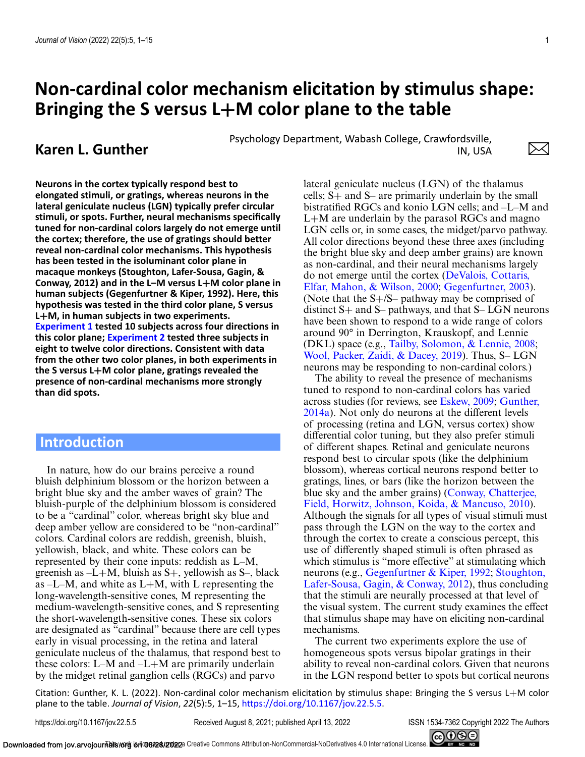# Non-cardinal color mechanism elicitation by stimulus shape: Bringing the S versus L+M color plane to the table

**Karen L. Gunther**

Psychology Department, Wabash College, Crawfordsville, IN, USA

**Neurons in the cortex typically respond best to elongated stimuli, or gratings, whereas neurons in the lateral geniculate nucleus (LGN) typically prefer circular stimuli, or spots. Further, neural mechanisms specifically tuned for non-cardinal colors largely do not emerge until the cortex; therefore, the use of gratings should better reveal non-cardinal color mechanisms. This hypothesis has been tested in the isoluminant color plane in macaque monkeys (Stoughton, Lafer-Sousa, Gagin, & Conway, 2012) and in the L–M versus L+M color plane in human subjects (Gegenfurtner & Kiper, 1992). Here, this hypothesis was tested in the third color plane, S versus L+M, in human subjects in two experiments. Experiment 1 tested 10 subjects across four directions in this color plane; Experiment 2 tested three subjects in eight to twelve color directions. Consistent with data from the other two color planes, in both experiments in the S versus L+M color plane, gratings revealed the presence of non-cardinal mechanisms more strongly than did spots.**

## Introduction

In nature, how do our brains perceive a round bluish delphinium blossom or the horizon between a bright blue sky and the amber waves of grain? The bluish-purple of the delphinium blossom is considered to be a "cardinal" color, whereas bright sky blue and deep amber yellow are considered to be "non-cardinal" colors. Cardinal colors are reddish, greenish, bluish, yellowish, black, and white. These colors can be represented by their cone inputs: reddish as L–M, greenish as –L+M, bluish as S+, yellowish as S–, black as –L–M, and white as L+M, with L representing the long-wavelength-sensitive cones, M representing the medium-wavelength-sensitive cones, and S representing the short-wavelength-sensitive cones. These six colors are designated as "cardinal" because there are cell types early in visual processing, in the retina and lateral geniculate nucleus of the thalamus, that respond best to these colors: L–M and –L+M are primarily underlain by the midget retinal ganglion cells (RGCs) and parvo lateral geniculate nucleus (LGN) of the thalamus cells; S+ and S– are primarily underlain by the small bistratified RGCs and konio LGN cells; and –L–M and L+M are underlain by the parasol RGCs and magno LGN cells or, in some cases, the midget/parvo pathway. All color directions beyond these three axes (including the bright blue sky and deep amber grains) are known as non-cardinal, and their neural mechanisms largely do not emerge until the cortex (DeValois, Cottaris, Elfar, Mahon, & Wilson, 2000; Gegenfurtner, 2003). (Note that the S+/S– pathway may be comprised of distinct S+ and S– pathways, and that S– LGN neurons have been shown to respond to a wide range of colors around 90° in Derrington, Krauskopf, and Lennie (DKL) space (e.g., Tailby, Solomon, & Lennie, 2008; Wool, Packer, Zaidi, & Dacey, 2019). Thus, S– LGN neurons may be responding to non-cardinal colors.)

The ability to reveal the presence of mechanisms tuned to respond to non-cardinal colors has varied across studies (for reviews, see Eskew, 2009; Gunther, 2014a). Not only do neurons at the different levels of processing (retina and LGN, versus cortex) show differential color tuning, but they also prefer stimuli of different shapes. Retinal and geniculate neurons respond best to circular spots (like the delphinium blossom), whereas cortical neurons respond better to gratings, lines, or bars (like the horizon between the blue sky and the amber grains) (Conway, Chatterjee, Field, Horwitz, Johnson, Koida, & Mancuso, 2010). Although the signals for all types of visual stimuli must pass through the LGN on the way to the cortex and through the cortex to create a conscious percept, this use of differently shaped stimuli is often phrased as which stimulus is "more effective" at stimulating which neurons (e.g., Gegenfurtner & Kiper, 1992; Stoughton, Lafer-Sousa, Gagin, & Conway, 2012), thus concluding that the stimuli are neurally processed at that level of the visual system. The current study examines the effect that stimulus shape may have on eliciting non-cardinal mechanisms.

The current two experiments explore the use of homogeneous spots versus bipolar gratings in their ability to reveal non-cardinal colors. Given that neurons in the LGN respond better to spots but cortical neurons

Citation: Gunther, K. L. (2022). Non-cardinal color mechanism elicitation by stimulus shape: Bringing the S versus L+M color plane to the table. *Journal of Vision*, *22*(5):5, 1–15, https://doi.org/10.1167/jov.22.5.5.

https://doi.org/10.1167/jov.22.5.5 Received August 8, 2021; published April 13, 2022 ISSN 1534-7362 Copyright 2022 The Authors

This work is licensed under a Creative Commons Attribution-NonCommercial-NoDerivatives 4.0 International License.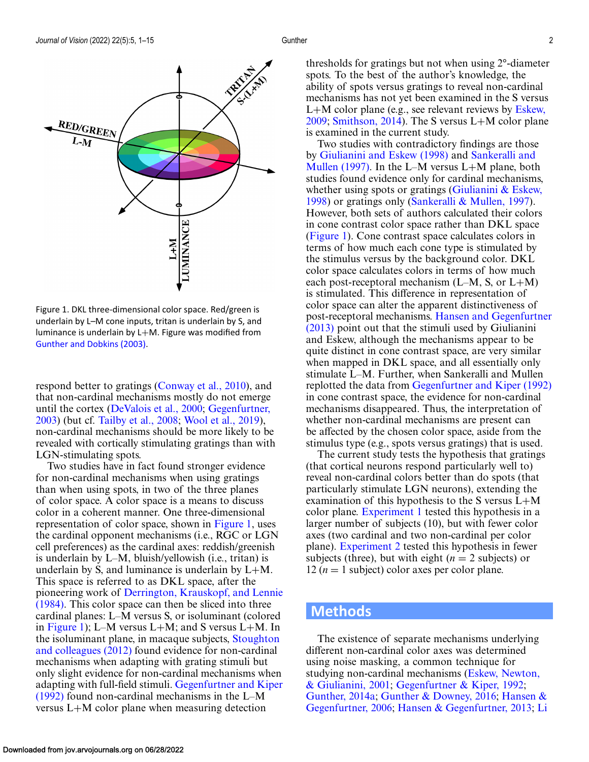Figure 1. DKL three-dimensional color space. Red/green is underlain by L–M cone inputs, tritan is underlain by S, and luminance is underlain by L+M. Figure was modified from Gunther and Dobkins (2003).

respond better to gratings (Conway et al., 2010), and that non-cardinal mechanisms mostly do not emerge until the cortex (DeValois et al., 2000; Gegenfurtner, 2003) (but cf. Tailby et al., 2008; Wool et al., 2019), non-cardinal mechanisms should be more likely to be revealed with cortically stimulating gratings than with LGN-stimulating spots.

Two studies have in fact found stronger evidence for non-cardinal mechanisms when using gratings than when using spots, in two of the three planes of color space. A color space is a means to discuss color in a coherent manner. One three-dimensional representation of color space, shown in Figure 1, uses the cardinal opponent mechanisms (i.e., RGC or LGN cell preferences) as the cardinal axes: reddish/greenish is underlain by L–M, bluish/yellowish (i.e., tritan) is underlain by S, and luminance is underlain by L+M. This space is referred to as DKL space, after the pioneering work of Derrington, Krauskopf, and Lennie (1984). This color space can then be sliced into three cardinal planes: L–M versus S, or isoluminant (colored in Figure 1); L–M versus L+M; and S versus L+M. In the isoluminant plane, in macaque subjects, Stoughton and colleagues (2012) found evidence for non-cardinal mechanisms when adapting with grating stimuli but only slight evidence for non-cardinal mechanisms when adapting with full-field stimuli. Gegenfurtner and Kiper (1992) found non-cardinal mechanisms in the L–M versus L+M color plane when measuring detection thresholds for gratings but not when using 2°-diameter spots. To the best of the author's knowledge, the ability of spots versus gratings to reveal non-cardinal mechanisms has not yet been examined in the S versus L+M color plane (e.g., see relevant reviews by Eskew, 2009; Smithson, 2014). The S versus L+M color plane is examined in the current study.

Two studies with contradictory findings are those by Giulianini and Eskew (1998) and Sankeralli and Mullen (1997). In the L–M versus L+M plane, both studies found evidence only for cardinal mechanisms, whether using spots or gratings (Giulianini & Eskew, 1998) or gratings only (Sankeralli & Mullen, 1997). However, both sets of authors calculated their colors in cone contrast color space rather than DKL space (Figure 1). Cone contrast space calculates colors in terms of how much each cone type is stimulated by the stimulus versus by the background color. DKL color space calculates colors in terms of how much each post-receptoral mechanism (L–M, S, or L+M) is stimulated. This difference in representation of color space can alter the apparent distinctiveness of post-receptoral mechanisms. Hansen and Gegenfurtner (2013) point out that the stimuli used by Giulianini and Eskew, although the mechanisms appear to be quite distinct in cone contrast space, are very similar when mapped in DKL space, and all essentially only stimulate L–M. Further, when Sankeralli and Mullen replotted the data from Gegenfurtner and Kiper (1992) in cone contrast space, the evidence for non-cardinal mechanisms disappeared. Thus, the interpretation of whether non-cardinal mechanisms are present can be affected by the chosen color space, aside from the stimulus type (e.g., spots versus gratings) that is used.

The current study tests the hypothesis that gratings (that cortical neurons respond particularly well to) reveal non-cardinal colors better than do spots (that particularly stimulate LGN neurons), extending the examination of this hypothesis to the S versus L+M color plane. Experiment 1 tested this hypothesis in a larger number of subjects (10), but with fewer color axes (two cardinal and two non-cardinal per color plane). Experiment 2 tested this hypothesis in fewer subjects (three), but with eight ($n = 2$ subjects) or 12 ($n = 1$ subject) color axes per color plane.

## Methods

The existence of separate mechanisms underlying different non-cardinal color axes was determined using noise masking, a common technique for studying non-cardinal mechanisms (Eskew, Newton, & Giulianini, 2001; Gegenfurtner & Kiper, 1992; Gunther, 2014a; Gunther & Downey, 2016; Hansen & Gegenfurtner, 2006; Hansen & Gegenfurtner, 2013; Li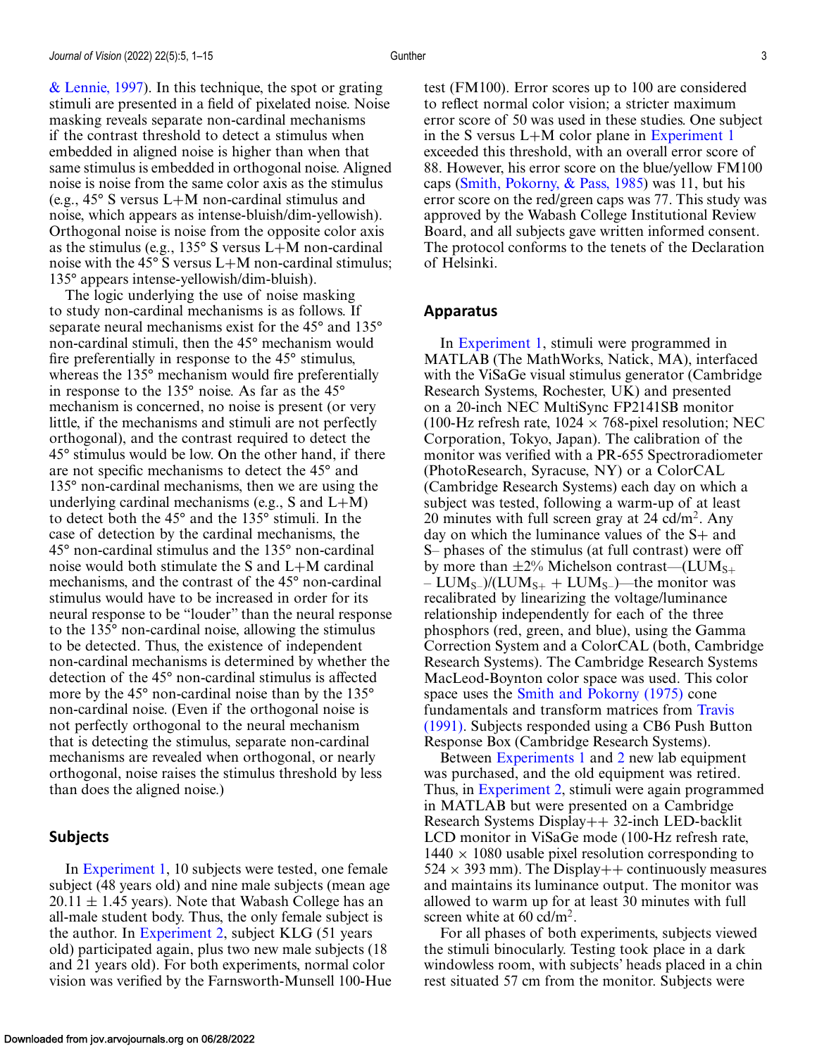& Lennie, 1997). In this technique, the spot or grating stimuli are presented in a field of pixelated noise. Noise masking reveals separate non-cardinal mechanisms if the contrast threshold to detect a stimulus when embedded in aligned noise is higher than when that same stimulus is embedded in orthogonal noise. Aligned noise is noise from the same color axis as the stimulus (e.g., 45° S versus L+M non-cardinal stimulus and noise, which appears as intense-bluish/dim-yellowish). Orthogonal noise is noise from the opposite color axis as the stimulus (e.g., 135° S versus L+M non-cardinal noise with the 45° S versus L+M non-cardinal stimulus; 135° appears intense-yellowish/dim-bluish).

The logic underlying the use of noise masking to study non-cardinal mechanisms is as follows. If separate neural mechanisms exist for the 45° and 135° non-cardinal stimuli, then the 45° mechanism would fire preferentially in response to the 45° stimulus, whereas the 135° mechanism would fire preferentially in response to the 135° noise. As far as the 45° mechanism is concerned, no noise is present (or very little, if the mechanisms and stimuli are not perfectly orthogonal), and the contrast required to detect the 45° stimulus would be low. On the other hand, if there are not specific mechanisms to detect the 45° and 135° non-cardinal mechanisms, then we are using the underlying cardinal mechanisms (e.g., S and L+M) to detect both the 45° and the 135° stimuli. In the case of detection by the cardinal mechanisms, the 45° non-cardinal stimulus and the 135° non-cardinal noise would both stimulate the S and L+M cardinal mechanisms, and the contrast of the 45° non-cardinal stimulus would have to be increased in order for its neural response to be "louder" than the neural response to the 135° non-cardinal noise, allowing the stimulus to be detected. Thus, the existence of independent non-cardinal mechanisms is determined by whether the detection of the 45° non-cardinal stimulus is affected more by the 45° non-cardinal noise than by the 135° non-cardinal noise. (Even if the orthogonal noise is not perfectly orthogonal to the neural mechanism that is detecting the stimulus, separate non-cardinal mechanisms are revealed when orthogonal, or nearly orthogonal, noise raises the stimulus threshold by less than does the aligned noise.)

## Subjects

In Experiment 1, 10 subjects were tested, one female subject (48 years old) and nine male subjects (mean age 20.11 ± 1.45 years). Note that Wabash College has an all-male student body. Thus, the only female subject is the author. In Experiment 2, subject KLG (51 years old) participated again, plus two new male subjects (18 and 21 years old). For both experiments, normal color vision was verified by the Farnsworth-Munsell 100-Hue test (FM100). Error scores up to 100 are considered to reflect normal color vision; a stricter maximum error score of 50 was used in these studies. One subject in the S versus L+M color plane in Experiment 1 exceeded this threshold, with an overall error score of 88. However, his error score on the blue/yellow FM100 caps (Smith, Pokorny, & Pass, 1985) was 11, but his error score on the red/green caps was 77. This study was approved by the Wabash College Institutional Review Board, and all subjects gave written informed consent. The protocol conforms to the tenets of the Declaration of Helsinki.

## Apparatus

In Experiment 1, stimuli were programmed in MATLAB (The MathWorks, Natick, MA), interfaced with the ViSaGe visual stimulus generator (Cambridge Research Systems, Rochester, UK) and presented on a 20-inch NEC MultiSync FP2141SB monitor (100-Hz refresh rate, 1024 × 768-pixel resolution; NEC Corporation, Tokyo, Japan). The calibration of the monitor was verified with a PR-655 Spectroradiometer (PhotoResearch, Syracuse, NY) or a ColorCAL (Cambridge Research Systems) each day on which a subject was tested, following a warm-up of at least 20 minutes with full screen gray at 24 cd/m$^2$. Any day on which the luminance values of the S+ and S– phases of the stimulus (at full contrast) were off by more than ±2% Michelson contrast—$(LUM_{S+} - LUM_{S-})/(LUM_{S+} + LUM_{S-})$—the monitor was recalibrated by linearizing the voltage/luminance relationship independently for each of the three phosphors (red, green, and blue), using the Gamma Correction System and a ColorCAL (both, Cambridge Research Systems). The Cambridge Research Systems MacLeod-Boynton color space was used. This color space uses the Smith and Pokorny (1975) cone fundamentals and transform matrices from Travis (1991). Subjects responded using a CB6 Push Button Response Box (Cambridge Research Systems).

Between Experiments 1 and 2 new lab equipment was purchased, and the old equipment was retired. Thus, in Experiment 2, stimuli were again programmed in MATLAB but were presented on a Cambridge Research Systems Display++ 32-inch LED-backlit LCD monitor in ViSaGe mode (100-Hz refresh rate, 1440 × 1080 usable pixel resolution corresponding to 524 × 393 mm). The Display++ continuously measures and maintains its luminance output. The monitor was allowed to warm up for at least 30 minutes with full screen white at 60 cd/m$^2$.

For all phases of both experiments, subjects viewed the stimuli binocularly. Testing took place in a dark windowless room, with subjects' heads placed in a chin rest situated 57 cm from the monitor. Subjects were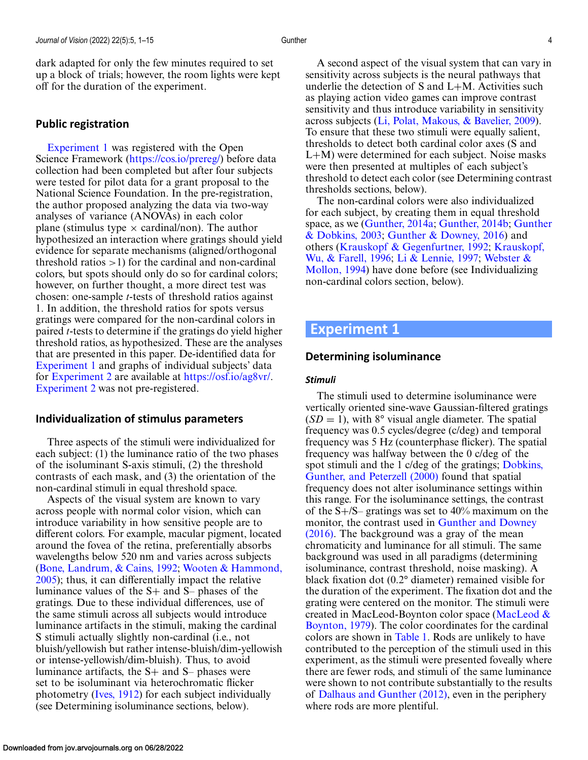dark adapted for only the few minutes required to set up a block of trials; however, the room lights were kept off for the duration of the experiment.

## Public registration

Experiment 1 was registered with the Open Science Framework (https://cos.io/prereg/) before data collection had been completed but after four subjects were tested for pilot data for a grant proposal to the National Science Foundation. In the pre-registration, the author proposed analyzing the data via two-way analyses of variance (ANOVAs) in each color plane (stimulus type × cardinal/non). The author hypothesized an interaction where gratings should yield evidence for separate mechanisms (aligned/orthogonal threshold ratios >1) for the cardinal and non-cardinal colors, but spots should only do so for cardinal colors; however, on further thought, a more direct test was chosen: one-sample *t*-tests of threshold ratios against 1. In addition, the threshold ratios for spots versus gratings were compared for the non-cardinal colors in paired *t*-tests to determine if the gratings do yield higher threshold ratios, as hypothesized. These are the analyses that are presented in this paper. De-identified data for Experiment 1 and graphs of individual subjects' data for Experiment 2 are available at https://osf.io/ag8vr/. Experiment 2 was not pre-registered.

## Individualization of stimulus parameters

Three aspects of the stimuli were individualized for each subject: (1) the luminance ratio of the two phases of the isoluminant S-axis stimuli, (2) the threshold contrasts of each mask, and (3) the orientation of the non-cardinal stimuli in equal threshold space.

Aspects of the visual system are known to vary across people with normal color vision, which can introduce variability in how sensitive people are to different colors. For example, macular pigment, located around the fovea of the retina, preferentially absorbs wavelengths below 520 nm and varies across subjects (Bone, Landrum, & Cains, 1992; Wooten & Hammond, 2005); thus, it can differentially impact the relative luminance values of the S+ and S– phases of the gratings. Due to these individual differences, use of the same stimuli across all subjects would introduce luminance artifacts in the stimuli, making the cardinal S stimuli actually slightly non-cardinal (i.e., not bluish/yellowish but rather intense-bluish/dim-yellowish or intense-yellowish/dim-bluish). Thus, to avoid luminance artifacts, the S+ and S– phases were set to be isoluminant via heterochromatic flicker photometry (Ives, 1912) for each subject individually (see Determining isoluminance sections, below).

A second aspect of the visual system that can vary in sensitivity across subjects is the neural pathways that underlie the detection of S and L+M. Activities such as playing action video games can improve contrast sensitivity and thus introduce variability in sensitivity across subjects (Li, Polat, Makous, & Bavelier, 2009). To ensure that these two stimuli were equally salient, thresholds to detect both cardinal color axes (S and L+M) were determined for each subject. Noise masks were then presented at multiples of each subject's threshold to detect each color (see Determining contrast thresholds sections, below).

The non-cardinal colors were also individualized for each subject, by creating them in equal threshold space, as we (Gunther, 2014a; Gunther, 2014b; Gunther & Dobkins, 2003; Gunther & Downey, 2016) and others (Krauskopf & Gegenfurtner, 1992; Krauskopf, Wu, & Farell, 1996; Li & Lennie, 1997; Webster & Mollon, 1994) have done before (see Individualizing non-cardinal colors section, below).

# Experiment 1

## Determining isoluminance

### *Stimuli*

The stimuli used to determine isoluminance were vertically oriented sine-wave Gaussian-filtered gratings ($SD = 1$), with 8° visual angle diameter. The spatial frequency was 0.5 cycles/degree (c/deg) and temporal frequency was 5 Hz (counterphase flicker). The spatial frequency was halfway between the 0 c/deg of the spot stimuli and the 1 c/deg of the gratings; Dobkins, Gunther, and Peterzell (2000) found that spatial frequency does not alter isoluminance settings within this range. For the isoluminance settings, the contrast of the S+/S– gratings was set to 40% maximum on the monitor, the contrast used in Gunther and Downey (2016). The background was a gray of the mean chromaticity and luminance for all stimuli. The same background was used in all paradigms (determining isoluminance, contrast threshold, noise masking). A black fixation dot (0.2° diameter) remained visible for the duration of the experiment. The fixation dot and the grating were centered on the monitor. The stimuli were created in MacLeod-Boynton color space (MacLeod & Boynton, 1979). The color coordinates for the cardinal colors are shown in Table 1. Rods are unlikely to have contributed to the perception of the stimuli used in this experiment, as the stimuli were presented foveally where there are fewer rods, and stimuli of the same luminance were shown to not contribute substantially to the results of Dalhaus and Gunther (2012), even in the periphery where rods are more plentiful.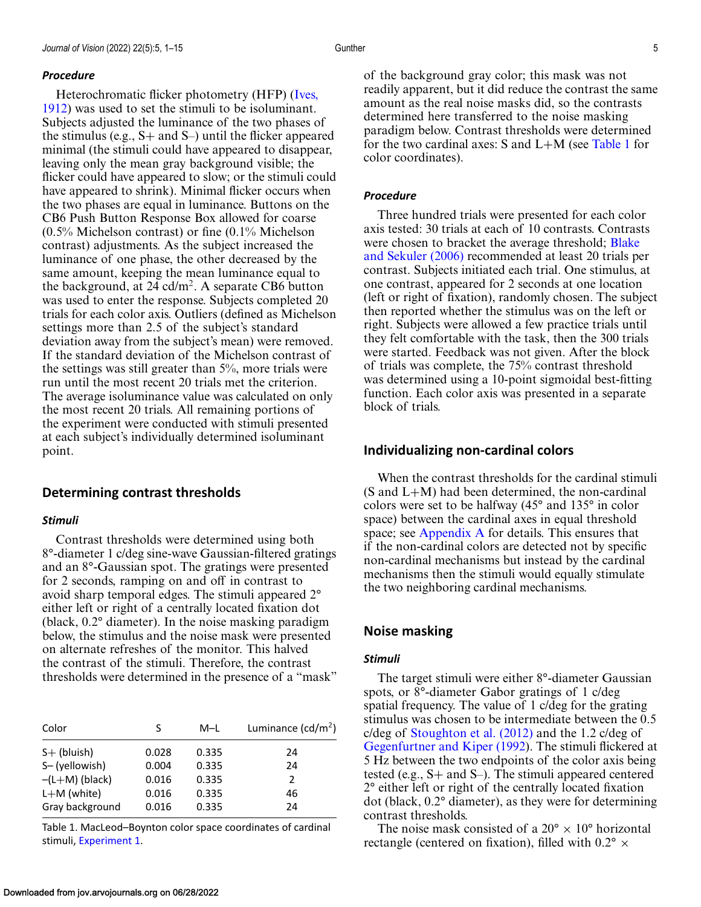### Procedure

Heterochromatic flicker photometry (HFP) (Ives, 1912) was used to set the stimuli to be isoluminant. Subjects adjusted the luminance of the two phases of the stimulus (e.g., S+ and S–) until the flicker appeared minimal (the stimuli could have appeared to disappear, leaving only the mean gray background visible; the flicker could have appeared to slow; or the stimuli could have appeared to shrink). Minimal flicker occurs when the two phases are equal in luminance. Buttons on the CB6 Push Button Response Box allowed for coarse (0.5% Michelson contrast) or fine (0.1% Michelson contrast) adjustments. As the subject increased the luminance of one phase, the other decreased by the same amount, keeping the mean luminance equal to the background, at 24 cd/m$^2$. A separate CB6 button was used to enter the response. Subjects completed 20 trials for each color axis. Outliers (defined as Michelson settings more than 2.5 of the subject's standard deviation away from the subject's mean) were removed. If the standard deviation of the Michelson contrast of the settings was still greater than 5%, more trials were run until the most recent 20 trials met the criterion. The average isoluminance value was calculated on only the most recent 20 trials. All remaining portions of the experiment were conducted with stimuli presented at each subject's individually determined isoluminant point.

## Determining contrast thresholds

### Stimuli

Contrast thresholds were determined using both 8°-diameter 1 c/deg sine-wave Gaussian-filtered gratings and an 8°-Gaussian spot. The gratings were presented for 2 seconds, ramping on and off in contrast to avoid sharp temporal edges. The stimuli appeared 2° either left or right of a centrally located fixation dot (black, 0.2° diameter). In the noise masking paradigm below, the stimulus and the noise mask were presented on alternate refreshes of the monitor. This halved the contrast of the stimuli. Therefore, the contrast thresholds were determined in the presence of a "mask" of the background gray color; this mask was not readily apparent, but it did reduce the contrast the same amount as the real noise masks did, so the contrasts determined here transferred to the noise masking paradigm below. Contrast thresholds were determined for the two cardinal axes: S and L+M (see Table 1 for color coordinates).

| Color | S | M–L | Luminance (cd/m$^2$) |
|---|---|---|---|
| S+ (bluish) | 0.028 | 0.335 | 24 |
| S– (yellowish) | 0.004 | 0.335 | 24 |
| –(L+M) (black) | 0.016 | 0.335 | 2 |
| L+M (white) | 0.016 | 0.335 | 46 |
| Gray background | 0.016 | 0.335 | 24 |

Table 1. MacLeod–Boynton color space coordinates of cardinal stimuli, Experiment 1.

### Procedure

Three hundred trials were presented for each color axis tested: 30 trials at each of 10 contrasts. Contrasts were chosen to bracket the average threshold; Blake and Sekuler (2006) recommended at least 20 trials per contrast. Subjects initiated each trial. One stimulus, at one contrast, appeared for 2 seconds at one location (left or right of fixation), randomly chosen. The subject then reported whether the stimulus was on the left or right. Subjects were allowed a few practice trials until they felt comfortable with the task, then the 300 trials were started. Feedback was not given. After the block of trials was complete, the 75% contrast threshold was determined using a 10-point sigmoidal best-fitting function. Each color axis was presented in a separate block of trials.

## Individualizing non-cardinal colors

When the contrast thresholds for the cardinal stimuli (S and L+M) had been determined, the non-cardinal colors were set to be halfway (45° and 135° in color space) between the cardinal axes in equal threshold space; see Appendix A for details. This ensures that if the non-cardinal colors are detected not by specific non-cardinal mechanisms but instead by the cardinal mechanisms then the stimuli would equally stimulate the two neighboring cardinal mechanisms.

## Noise masking

### Stimuli

The target stimuli were either 8°-diameter Gaussian spots, or 8°-diameter Gabor gratings of 1 c/deg spatial frequency. The value of 1 c/deg for the grating stimulus was chosen to be intermediate between the 0.5 c/deg of Stoughton et al. (2012) and the 1.2 c/deg of Gegenfurtner and Kiper (1992). The stimuli flickered at 5 Hz between the two endpoints of the color axis being tested (e.g., S+ and S–). The stimuli appeared centered 2° either left or right of the centrally located fixation dot (black, 0.2° diameter), as they were for determining contrast thresholds.

The noise mask consisted of a 20° × 10° horizontal rectangle (centered on fixation), filled with 0.2° ×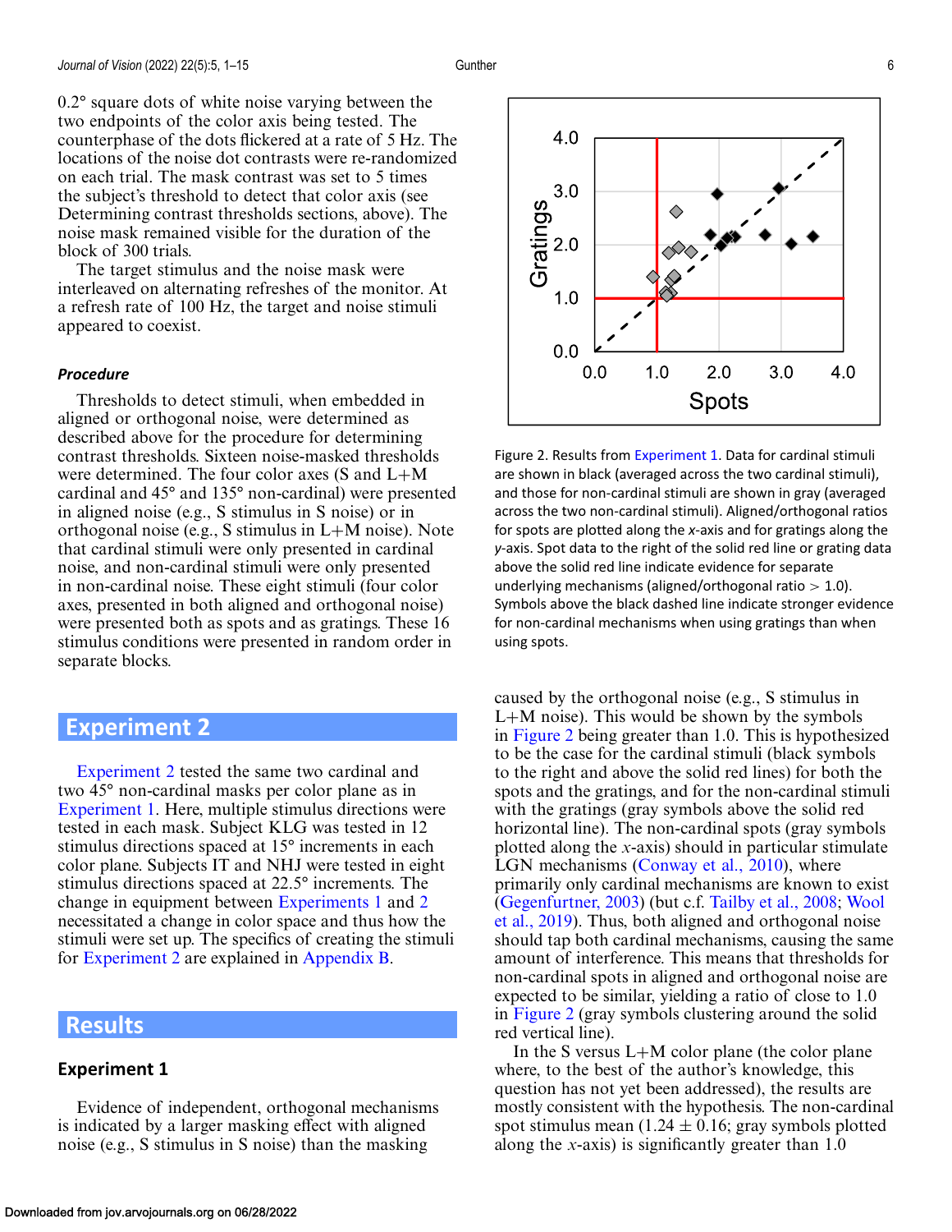0.2° square dots of white noise varying between the two endpoints of the color axis being tested. The counterphase of the dots flickered at a rate of 5 Hz. The locations of the noise dot contrasts were re-randomized on each trial. The mask contrast was set to 5 times the subject's threshold to detect that color axis (see Determining contrast thresholds sections, above). The noise mask remained visible for the duration of the block of 300 trials.

The target stimulus and the noise mask were interleaved on alternating refreshes of the monitor. At a refresh rate of 100 Hz, the target and noise stimuli appeared to coexist.

### *Procedure*

Thresholds to detect stimuli, when embedded in aligned or orthogonal noise, were determined as described above for the procedure for determining contrast thresholds. Sixteen noise-masked thresholds were determined. The four color axes (S and L+M cardinal and 45° and 135° non-cardinal) were presented in aligned noise (e.g., S stimulus in S noise) or in orthogonal noise (e.g., S stimulus in L+M noise). Note that cardinal stimuli were only presented in cardinal noise, and non-cardinal stimuli were only presented in non-cardinal noise. These eight stimuli (four color axes, presented in both aligned and orthogonal noise) were presented both as spots and as gratings. These 16 stimulus conditions were presented in random order in separate blocks.

## Experiment 2

Experiment 2 tested the same two cardinal and two 45° non-cardinal masks per color plane as in Experiment 1. Here, multiple stimulus directions were tested in each mask. Subject KLG was tested in 12 stimulus directions spaced at 15° increments in each color plane. Subjects IT and NHJ were tested in eight stimulus directions spaced at 22.5° increments. The change in equipment between Experiments 1 and 2 necessitated a change in color space and thus how the stimuli were set up. The specifics of creating the stimuli for Experiment 2 are explained in Appendix B.

## Results

### Experiment 1

Evidence of independent, orthogonal mechanisms is indicated by a larger masking effect with aligned noise (e.g., S stimulus in S noise) than the masking caused by the orthogonal noise (e.g., S stimulus in L+M noise). This would be shown by the symbols in Figure 2 being greater than 1.0. This is hypothesized to be the case for the cardinal stimuli (black symbols to the right and above the solid red lines) for both the spots and the gratings, and for the non-cardinal stimuli with the gratings (gray symbols above the solid red horizontal line). The non-cardinal spots (gray symbols plotted along the $x$-axis) should in particular stimulate LGN mechanisms (Conway et al., 2010), where primarily only cardinal mechanisms are known to exist (Gegenfurtner, 2003) (but c.f. Tailby et al., 2008; Wool et al., 2019). Thus, both aligned and orthogonal noise should tap both cardinal mechanisms, causing the same amount of interference. This means that thresholds for non-cardinal spots in aligned and orthogonal noise are expected to be similar, yielding a ratio of close to 1.0 in Figure 2 (gray symbols clustering around the solid red vertical line).

In the S versus L+M color plane (the color plane where, to the best of the author's knowledge, this question has not yet been addressed), the results are mostly consistent with the hypothesis. The non-cardinal spot stimulus mean ($1.24 \pm 0.16$; gray symbols plotted along the $x$-axis) is significantly greater than 1.0

Figure 2. Results from Experiment 1. Data for cardinal stimuli are shown in black (averaged across the two cardinal stimuli), and those for non-cardinal stimuli are shown in gray (averaged across the two non-cardinal stimuli). Aligned/orthogonal ratios for spots are plotted along the $x$-axis and for gratings along the $y$-axis. Spot data to the right of the solid red line or grating data above the solid red line indicate evidence for separate underlying mechanisms (aligned/orthogonal ratio > 1.0). Symbols above the black dashed line indicate stronger evidence for non-cardinal mechanisms when using gratings than when using spots.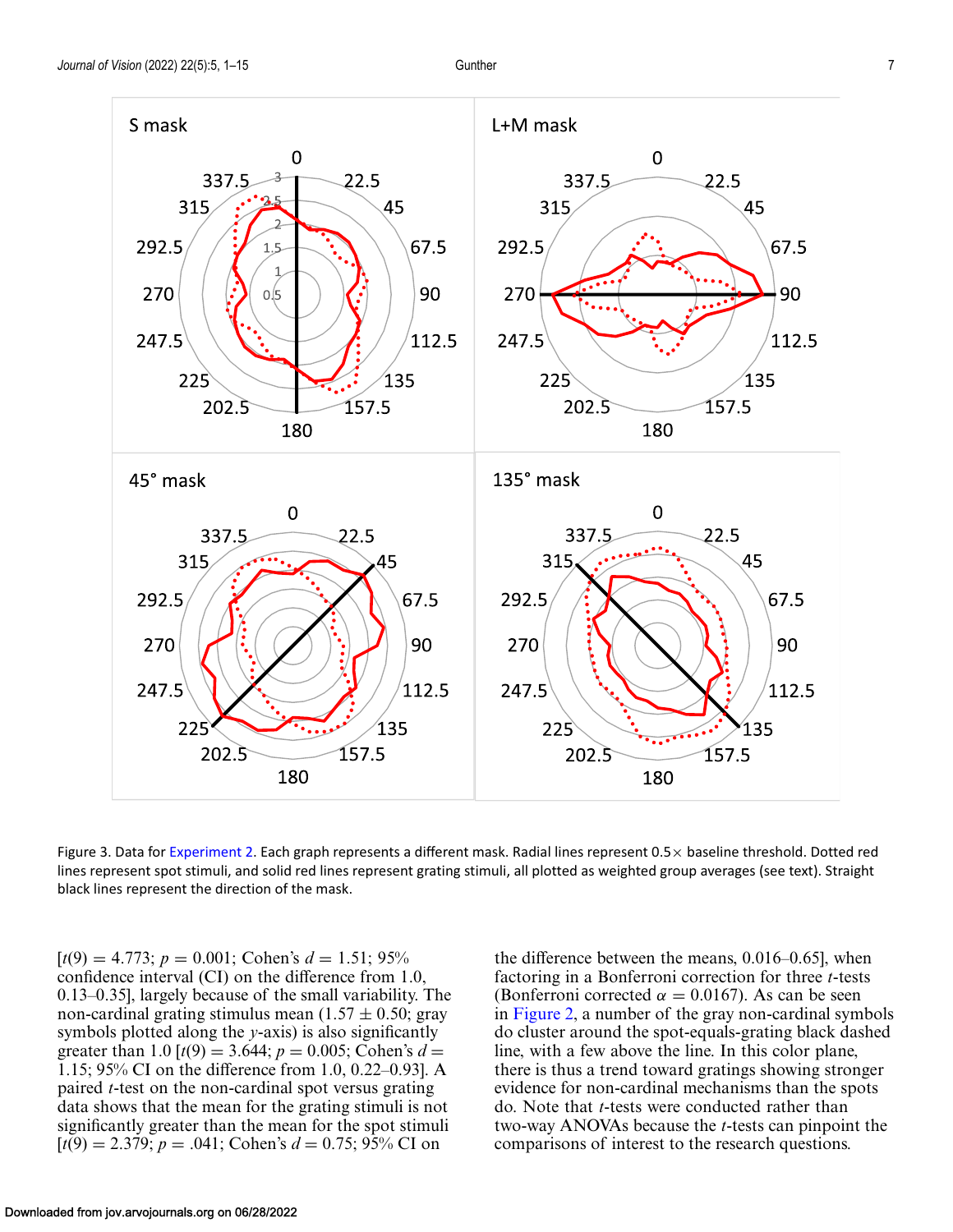Figure 3. Data for Experiment 2. Each graph represents a different mask. Radial lines represent 0.5× baseline threshold. Dotted red lines represent spot stimuli, and solid red lines represent grating stimuli, all plotted as weighted group averages (see text). Straight black lines represent the direction of the mask.

[$t(9) = 4.773$; $p = 0.001$; Cohen's $d = 1.51$; 95% confidence interval (CI) on the difference from 1.0, 0.13–0.35], largely because of the small variability. The non-cardinal grating stimulus mean ($1.57 \pm 0.50$; gray symbols plotted along the $y$-axis) is also significantly greater than 1.0 [$t(9) = 3.644$; $p = 0.005$; Cohen's $d = 1.15$; 95% CI on the difference from 1.0, 0.22–0.93]. A paired $t$-test on the non-cardinal spot versus grating data shows that the mean for the grating stimuli is not significantly greater than the mean for the spot stimuli [$t(9) = 2.379$; $p = .041$; Cohen's $d = 0.75$; 95% CI on the difference between the means, 0.016–0.65], when factoring in a Bonferroni correction for three $t$-tests (Bonferroni corrected $\alpha = 0.0167$). As can be seen in Figure 2, a number of the gray non-cardinal symbols do cluster around the spot-equals-grating black dashed line, with a few above the line. In this color plane, there is thus a trend toward gratings showing stronger evidence for non-cardinal mechanisms than the spots do. Note that $t$-tests were conducted rather than two-way ANOVAs because the $t$-tests can pinpoint the comparisons of interest to the research questions.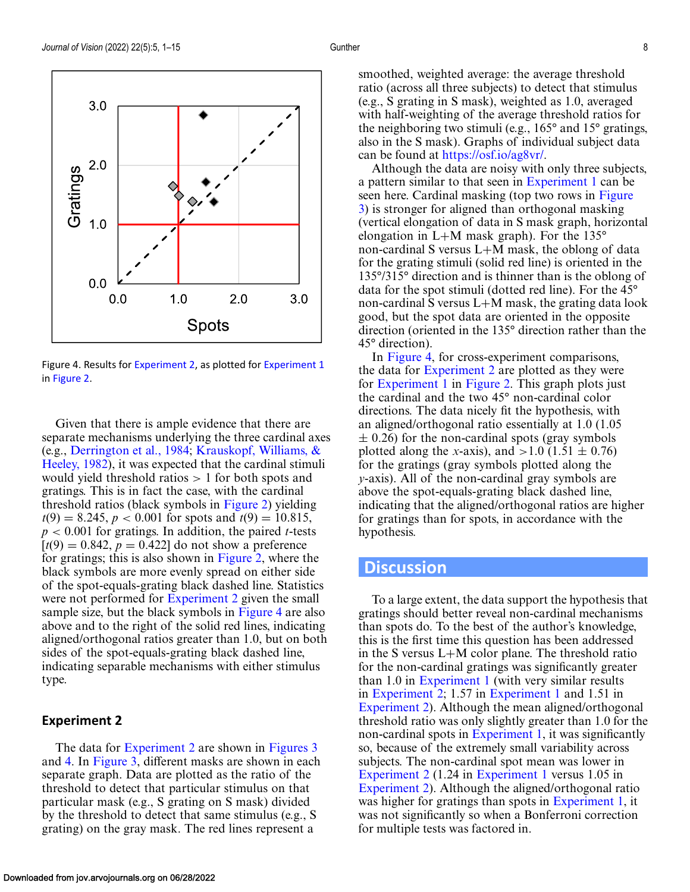Figure 4. Results for Experiment 2, as plotted for Experiment 1 in Figure 2.

Given that there is ample evidence that there are separate mechanisms underlying the three cardinal axes (e.g., Derrington et al., 1984; Krauskopf, Williams, & Heeley, 1982), it was expected that the cardinal stimuli would yield threshold ratios > 1 for both spots and gratings. This is in fact the case, with the cardinal threshold ratios (black symbols in Figure 2) yielding $t(9) = 8.245$, $p < 0.001$ for spots and $t(9) = 10.815$, $p < 0.001$ for gratings. In addition, the paired $t$-tests [$t(9) = 0.842$, $p = 0.422$] do not show a preference for gratings; this is also shown in Figure 2, where the black symbols are more evenly spread on either side of the spot-equals-grating black dashed line. Statistics were not performed for Experiment 2 given the small sample size, but the black symbols in Figure 4 are also above and to the right of the solid red lines, indicating aligned/orthogonal ratios greater than 1.0, but on both sides of the spot-equals-grating black dashed line, indicating separable mechanisms with either stimulus type.

### Experiment 2

The data for Experiment 2 are shown in Figures 3 and 4. In Figure 3, different masks are shown in each separate graph. Data are plotted as the ratio of the threshold to detect that particular stimulus on that particular mask (e.g., S grating on S mask) divided by the threshold to detect that same stimulus (e.g., S grating) on the gray mask. The red lines represent a smoothed, weighted average: the average threshold ratio (across all three subjects) to detect that stimulus (e.g., S grating in S mask), weighted as 1.0, averaged with half-weighting of the average threshold ratios for the neighboring two stimuli (e.g., 165° and 15° gratings, also in the S mask). Graphs of individual subject data can be found at https://osf.io/ag8vr/.

Although the data are noisy with only three subjects, a pattern similar to that seen in Experiment 1 can be seen here. Cardinal masking (top two rows in Figure 3) is stronger for aligned than orthogonal masking (vertical elongation of data in S mask graph, horizontal elongation in L+M mask graph). For the 135° non-cardinal S versus L+M mask, the oblong of data for the grating stimuli (solid red line) is oriented in the 135°/315° direction and is thinner than is the oblong of data for the spot stimuli (dotted red line). For the 45° non-cardinal S versus L+M mask, the grating data look good, but the spot data are oriented in the opposite direction (oriented in the 135° direction rather than the 45° direction).

In Figure 4, for cross-experiment comparisons, the data for Experiment 2 are plotted as they were for Experiment 1 in Figure 2. This graph plots just the cardinal and the two 45° non-cardinal color directions. The data nicely fit the hypothesis, with an aligned/orthogonal ratio essentially at 1.0 (1.05 $\pm$ 0.26) for the non-cardinal spots (gray symbols plotted along the $x$-axis), and >1.0 (1.51 $\pm$ 0.76) for the gratings (gray symbols plotted along the $y$-axis). All of the non-cardinal gray symbols are above the spot-equals-grating black dashed line, indicating that the aligned/orthogonal ratios are higher for gratings than for spots, in accordance with the hypothesis.

## Discussion

To a large extent, the data support the hypothesis that gratings should better reveal non-cardinal mechanisms than spots do. To the best of the author's knowledge, this is the first time this question has been addressed in the S versus L+M color plane. The threshold ratio for the non-cardinal gratings was significantly greater than 1.0 in Experiment 1 (with very similar results in Experiment 2; 1.57 in Experiment 1 and 1.51 in Experiment 2). Although the mean aligned/orthogonal threshold ratio was only slightly greater than 1.0 for the non-cardinal spots in Experiment 1, it was significantly so, because of the extremely small variability across subjects. The non-cardinal spot mean was lower in Experiment 2 (1.24 in Experiment 1 versus 1.05 in Experiment 2). Although the aligned/orthogonal ratio was higher for gratings than spots in Experiment 1, it was not significantly so when a Bonferroni correction for multiple tests was factored in.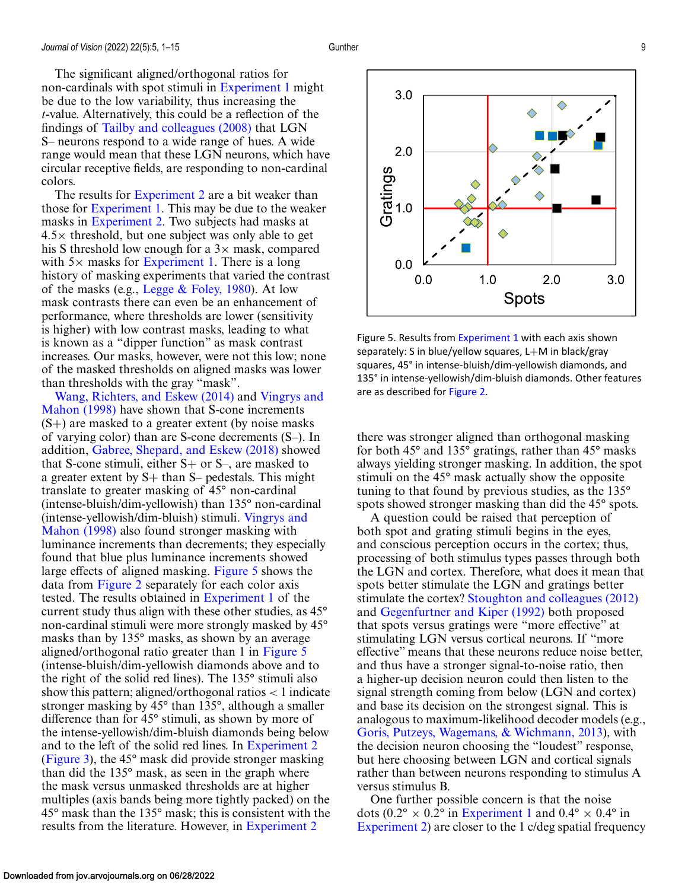The significant aligned/orthogonal ratios for non-cardinals with spot stimuli in Experiment 1 might be due to the low variability, thus increasing the *t*-value. Alternatively, this could be a reflection of the findings of Tailby and colleagues (2008) that LGN S– neurons respond to a wide range of hues. A wide range would mean that these LGN neurons, which have circular receptive fields, are responding to non-cardinal colors.

The results for Experiment 2 are a bit weaker than those for Experiment 1. This may be due to the weaker masks in Experiment 2. Two subjects had masks at 4.5× threshold, but one subject was only able to get his S threshold low enough for a 3× mask, compared with 5× masks for Experiment 1. There is a long history of masking experiments that varied the contrast of the masks (e.g., Legge & Foley, 1980). At low mask contrasts there can even be an enhancement of performance, where thresholds are lower (sensitivity is higher) with low contrast masks, leading to what is known as a "dipper function" as mask contrast increases. Our masks, however, were not this low; none of the masked thresholds on aligned masks was lower than thresholds with the gray "mask".

Wang, Richters, and Eskew (2014) and Vingrys and Mahon (1998) have shown that S-cone increments (S+) are masked to a greater extent (by noise masks of varying color) than are S-cone decrements (S–). In addition, Gabree, Shepard, and Eskew (2018) showed that S-cone stimuli, either S+ or S–, are masked to a greater extent by S+ than S– pedestals. This might translate to greater masking of 45° non-cardinal (intense-bluish/dim-yellowish) than 135° non-cardinal (intense-yellowish/dim-bluish) stimuli. Vingrys and Mahon (1998) also found stronger masking with luminance increments than decrements; they especially found that blue plus luminance increments showed large effects of aligned masking. Figure 5 shows the data from Figure 2 separately for each color axis tested. The results obtained in Experiment 1 of the current study thus align with these other studies, as 45° non-cardinal stimuli were more strongly masked by 45° masks than by 135° masks, as shown by an average aligned/orthogonal ratio greater than 1 in Figure 5 (intense-bluish/dim-yellowish diamonds above and to the right of the solid red lines). The 135° stimuli also show this pattern; aligned/orthogonal ratios < 1 indicate stronger masking by 45° than 135°, although a smaller difference than for 45° stimuli, as shown by more of the intense-yellowish/dim-bluish diamonds being below and to the left of the solid red lines. In Experiment 2 (Figure 3), the 45° mask did provide stronger masking than did the 135° mask, as seen in the graph where the mask versus unmasked thresholds are at higher multiples (axis bands being more tightly packed) on the 45° mask than the 135° mask; this is consistent with the results from the literature. However, in Experiment 2 there was stronger aligned than orthogonal masking for both 45° and 135° gratings, rather than 45° masks always yielding stronger masking. In addition, the spot stimuli on the 45° mask actually show the opposite tuning to that found by previous studies, as the 135° spots showed stronger masking than did the 45° spots.

Figure 5. Results from Experiment 1 with each axis shown separately: S in blue/yellow squares, L+M in black/gray squares, 45° in intense-bluish/dim-yellowish diamonds, and 135° in intense-yellowish/dim-bluish diamonds. Other features are as described for Figure 2.

A question could be raised that perception of both spot and grating stimuli begins in the eyes, and conscious perception occurs in the cortex; thus, processing of both stimulus types passes through both the LGN and cortex. Therefore, what does it mean that spots better stimulate the LGN and gratings better stimulate the cortex? Stoughton and colleagues (2012) and Gegenfurtner and Kiper (1992) both proposed that spots versus gratings were "more effective" at stimulating LGN versus cortical neurons. If "more effective" means that these neurons reduce noise better, and thus have a stronger signal-to-noise ratio, then a higher-up decision neuron could then listen to the signal strength coming from below (LGN and cortex) and base its decision on the strongest signal. This is analogous to maximum-likelihood decoder models (e.g., Goris, Putzeys, Wagemans, & Wichmann, 2013), with the decision neuron choosing the "loudest" response, but here choosing between LGN and cortical signals rather than between neurons responding to stimulus A versus stimulus B.

One further possible concern is that the noise dots (0.2° × 0.2° in Experiment 1 and 0.4° × 0.4° in Experiment 2) are closer to the 1 c/deg spatial frequency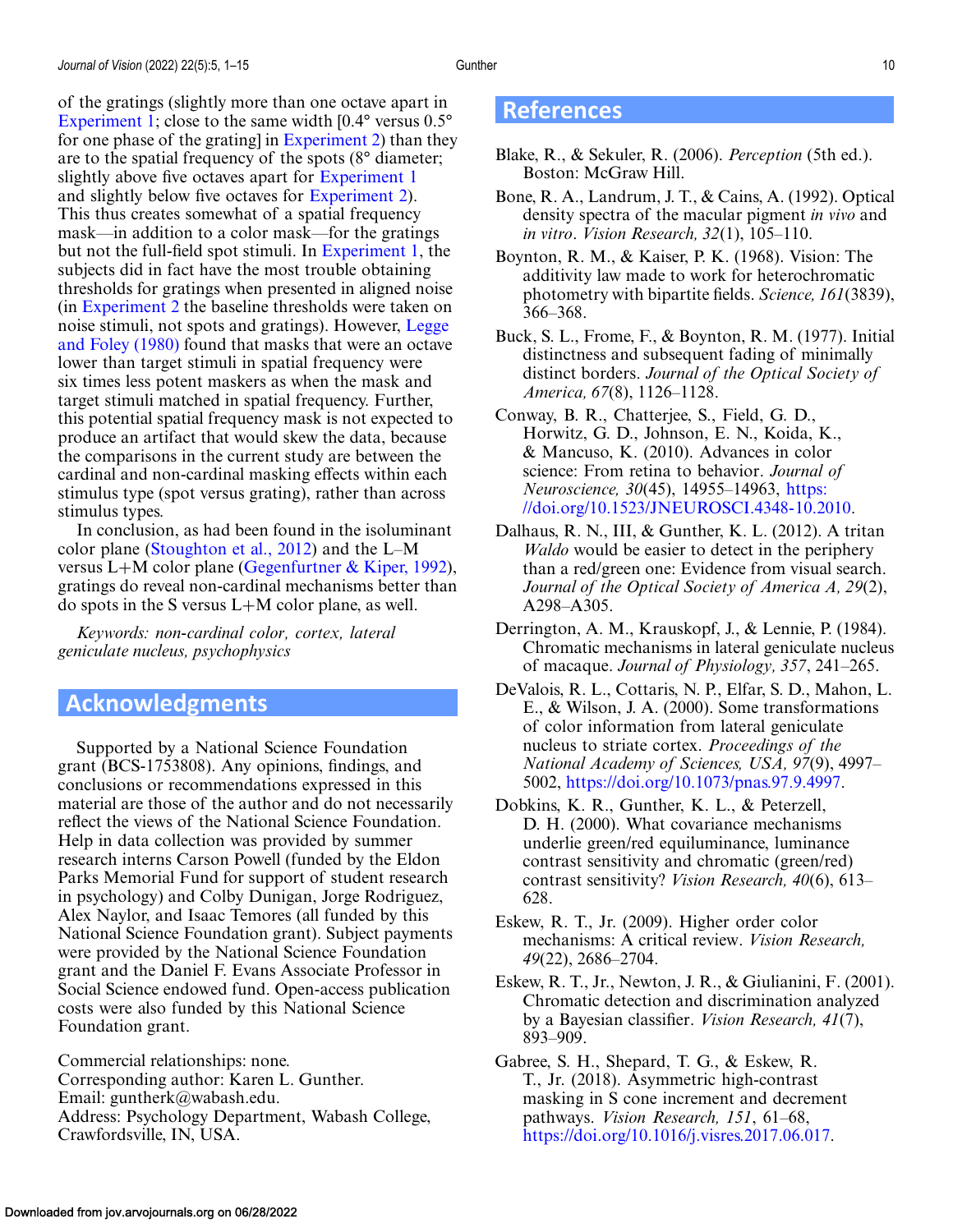of the gratings (slightly more than one octave apart in Experiment 1; close to the same width [0.4° versus 0.5° for one phase of the grating] in Experiment 2) than they are to the spatial frequency of the spots (8° diameter; slightly above five octaves apart for Experiment 1 and slightly below five octaves for Experiment 2). This thus creates somewhat of a spatial frequency mask—in addition to a color mask—for the gratings but not the full-field spot stimuli. In Experiment 1, the subjects did in fact have the most trouble obtaining thresholds for gratings when presented in aligned noise (in Experiment 2 the baseline thresholds were taken on noise stimuli, not spots and gratings). However, Legge and Foley (1980) found that masks that were an octave lower than target stimuli in spatial frequency were six times less potent maskers as when the mask and target stimuli matched in spatial frequency. Further, this potential spatial frequency mask is not expected to produce an artifact that would skew the data, because the comparisons in the current study are between the cardinal and non-cardinal masking effects within each stimulus type (spot versus grating), rather than across stimulus types.

In conclusion, as had been found in the isoluminant color plane (Stoughton et al., 2012) and the L–M versus L+M color plane (Gegenfurtner & Kiper, 1992), gratings do reveal non-cardinal mechanisms better than do spots in the S versus L+M color plane, as well.

*Keywords: non-cardinal color, cortex, lateral geniculate nucleus, psychophysics*

## Acknowledgments

Supported by a National Science Foundation grant (BCS-1753808). Any opinions, findings, and conclusions or recommendations expressed in this material are those of the author and do not necessarily reflect the views of the National Science Foundation. Help in data collection was provided by summer research interns Carson Powell (funded by the Eldon Parks Memorial Fund for support of student research in psychology) and Colby Dunigan, Jorge Rodriguez, Alex Naylor, and Isaac Temores (all funded by this National Science Foundation grant). Subject payments were provided by the National Science Foundation grant and the Daniel F. Evans Associate Professor in Social Science endowed fund. Open-access publication costs were also funded by this National Science Foundation grant.

Commercial relationships: none.
Corresponding author: Karen L. Gunther.
Email: guntherk@wabash.edu.
Address: Psychology Department, Wabash College, Crawfordsville, IN, USA.

## References

Blake, R., & Sekuler, R. (2006). *Perception* (5th ed.). Boston: McGraw Hill.

Bone, R. A., Landrum, J. T., & Cains, A. (1992). Optical density spectra of the macular pigment *in vivo* and *in vitro*. *Vision Research, 32*(1), 105–110.

Boynton, R. M., & Kaiser, P. K. (1968). Vision: The additivity law made to work for heterochromatic photometry with bipartite fields. *Science, 161*(3839), 366–368.

Buck, S. L., Frome, F., & Boynton, R. M. (1977). Initial distinctness and subsequent fading of minimally distinct borders. *Journal of the Optical Society of America, 67*(8), 1126–1128.

Conway, B. R., Chatterjee, S., Field, G. D., Horwitz, G. D., Johnson, E. N., Koida, K., & Mancuso, K. (2010). Advances in color science: From retina to behavior. *Journal of Neuroscience, 30*(45), 14955–14963, https://doi.org/10.1523/JNEUROSCI.4348-10.2010.

Dalhaus, R. N., III, & Gunther, K. L. (2012). A tritan *Waldo* would be easier to detect in the periphery than a red/green one: Evidence from visual search. *Journal of the Optical Society of America A, 29*(2), A298–A305.

Derrington, A. M., Krauskopf, J., & Lennie, P. (1984). Chromatic mechanisms in lateral geniculate nucleus of macaque. *Journal of Physiology, 357*, 241–265.

DeValois, R. L., Cottaris, N. P., Elfar, S. D., Mahon, L. E., & Wilson, J. A. (2000). Some transformations of color information from lateral geniculate nucleus to striate cortex. *Proceedings of the National Academy of Sciences, USA, 97*(9), 4997–5002, https://doi.org/10.1073/pnas.97.9.4997.

Dobkins, K. R., Gunther, K. L., & Peterzell, D. H. (2000). What covariance mechanisms underlie green/red equiluminance, luminance contrast sensitivity and chromatic (green/red) contrast sensitivity? *Vision Research, 40*(6), 613–628.

Eskew, R. T., Jr. (2009). Higher order color mechanisms: A critical review. *Vision Research, 49*(22), 2686–2704.

Eskew, R. T., Jr., Newton, J. R., & Giulianini, F. (2001). Chromatic detection and discrimination analyzed by a Bayesian classifier. *Vision Research, 41*(7), 893–909.

Gabree, S. H., Shepard, T. G., & Eskew, R. T., Jr. (2018). Asymmetric high-contrast masking in S cone increment and decrement pathways. *Vision Research, 151*, 61–68, https://doi.org/10.1016/j.visres.2017.06.017.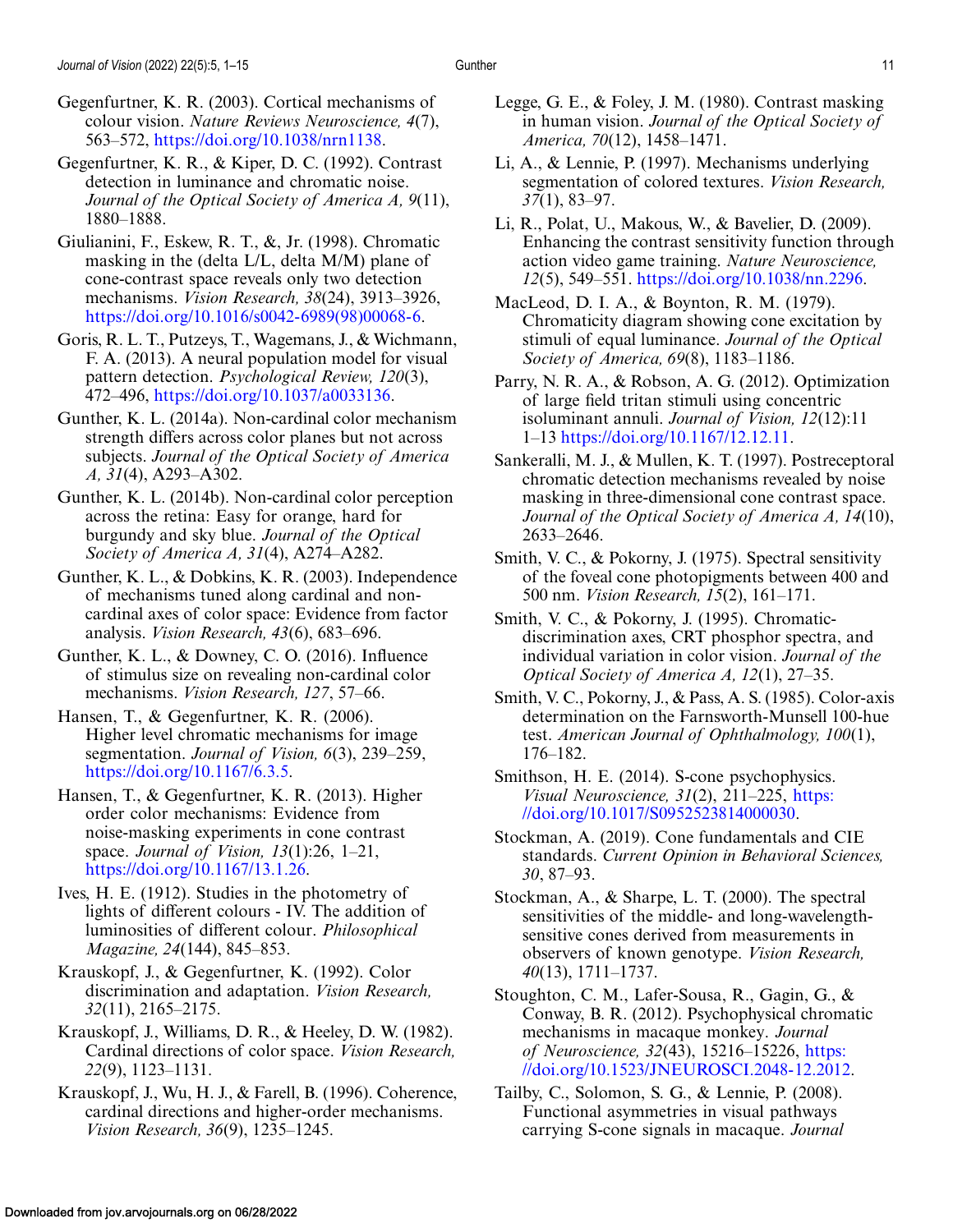Gegenfurtner, K. R. (2003). Cortical mechanisms of colour vision. *Nature Reviews Neuroscience, 4*(7), 563–572, https://doi.org/10.1038/nrn1138.

Gegenfurtner, K. R., & Kiper, D. C. (1992). Contrast detection in luminance and chromatic noise. *Journal of the Optical Society of America A, 9*(11), 1880–1888.

Giulianini, F., Eskew, R. T., &, Jr. (1998). Chromatic masking in the (delta L/L, delta M/M) plane of cone-contrast space reveals only two detection mechanisms. *Vision Research, 38*(24), 3913–3926, https://doi.org/10.1016/s0042-6989(98)00068-6.

Goris, R. L. T., Putzeys, T., Wagemans, J., & Wichmann, F. A. (2013). A neural population model for visual pattern detection. *Psychological Review, 120*(3), 472–496, https://doi.org/10.1037/a0033136.

Gunther, K. L. (2014a). Non-cardinal color mechanism strength differs across color planes but not across subjects. *Journal of the Optical Society of America A, 31*(4), A293–A302.

Gunther, K. L. (2014b). Non-cardinal color perception across the retina: Easy for orange, hard for burgundy and sky blue. *Journal of the Optical Society of America A, 31*(4), A274–A282.

Gunther, K. L., & Dobkins, K. R. (2003). Independence of mechanisms tuned along cardinal and non-cardinal axes of color space: Evidence from factor analysis. *Vision Research, 43*(6), 683–696.

Gunther, K. L., & Downey, C. O. (2016). Influence of stimulus size on revealing non-cardinal color mechanisms. *Vision Research, 127*, 57–66.

Hansen, T., & Gegenfurtner, K. R. (2006). Higher level chromatic mechanisms for image segmentation. *Journal of Vision, 6*(3), 239–259, https://doi.org/10.1167/6.3.5.

Hansen, T., & Gegenfurtner, K. R. (2013). Higher order color mechanisms: Evidence from noise-masking experiments in cone contrast space. *Journal of Vision, 13*(1):26, 1–21, https://doi.org/10.1167/13.1.26.

Ives, H. E. (1912). Studies in the photometry of lights of different colours - IV. The addition of luminosities of different colour. *Philosophical Magazine, 24*(144), 845–853.

Krauskopf, J., & Gegenfurtner, K. (1992). Color discrimination and adaptation. *Vision Research, 32*(11), 2165–2175.

Krauskopf, J., Williams, D. R., & Heeley, D. W. (1982). Cardinal directions of color space. *Vision Research, 22*(9), 1123–1131.

Krauskopf, J., Wu, H. J., & Farell, B. (1996). Coherence, cardinal directions and higher-order mechanisms. *Vision Research, 36*(9), 1235–1245.

Legge, G. E., & Foley, J. M. (1980). Contrast masking in human vision. *Journal of the Optical Society of America, 70*(12), 1458–1471.

Li, A., & Lennie, P. (1997). Mechanisms underlying segmentation of colored textures. *Vision Research, 37*(1), 83–97.

Li, R., Polat, U., Makous, W., & Bavelier, D. (2009). Enhancing the contrast sensitivity function through action video game training. *Nature Neuroscience, 12*(5), 549–551. https://doi.org/10.1038/nn.2296.

MacLeod, D. I. A., & Boynton, R. M. (1979). Chromaticity diagram showing cone excitation by stimuli of equal luminance. *Journal of the Optical Society of America, 69*(8), 1183–1186.

Parry, N. R. A., & Robson, A. G. (2012). Optimization of large field tritan stimuli using concentric isoluminant annuli. *Journal of Vision, 12*(12):11 1–13 https://doi.org/10.1167/12.12.11.

Sankeralli, M. J., & Mullen, K. T. (1997). Postreceptoral chromatic detection mechanisms revealed by noise masking in three-dimensional cone contrast space. *Journal of the Optical Society of America A, 14*(10), 2633–2646.

Smith, V. C., & Pokorny, J. (1975). Spectral sensitivity of the foveal cone photopigments between 400 and 500 nm. *Vision Research, 15*(2), 161–171.

Smith, V. C., & Pokorny, J. (1995). Chromatic-discrimination axes, CRT phosphor spectra, and individual variation in color vision. *Journal of the Optical Society of America A, 12*(1), 27–35.

Smith, V. C., Pokorny, J., & Pass, A. S. (1985). Color-axis determination on the Farnsworth-Munsell 100-hue test. *American Journal of Ophthalmology, 100*(1), 176–182.

Smithson, H. E. (2014). S-cone psychophysics. *Visual Neuroscience, 31*(2), 211–225, https://doi.org/10.1017/S0952523814000030.

Stockman, A. (2019). Cone fundamentals and CIE standards. *Current Opinion in Behavioral Sciences, 30*, 87–93.

Stockman, A., & Sharpe, L. T. (2000). The spectral sensitivities of the middle- and long-wavelength-sensitive cones derived from measurements in observers of known genotype. *Vision Research, 40*(13), 1711–1737.

Stoughton, C. M., Lafer-Sousa, R., Gagin, G., & Conway, B. R. (2012). Psychophysical chromatic mechanisms in macaque monkey. *Journal of Neuroscience, 32*(43), 15216–15226, https://doi.org/10.1523/JNEUROSCI.2048-12.2012.

Tailby, C., Solomon, S. G., & Lennie, P. (2008). Functional asymmetries in visual pathways carrying S-cone signals in macaque. *Journal*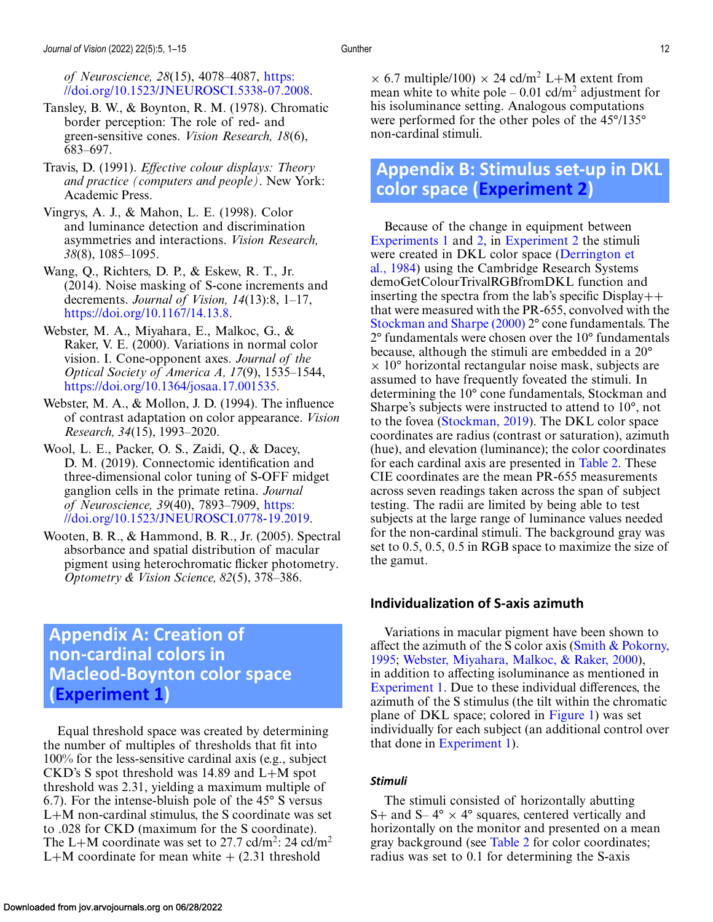of *Neuroscience, 28*(15), 4078–4087, https://doi.org/10.1523/JNEUROSCI.5338-07.2008.

Tansley, B. W., & Boynton, R. M. (1978). Chromatic border perception: The role of red- and green-sensitive cones. *Vision Research, 18*(6), 683–697.

Travis, D. (1991). *Effective colour displays: Theory and practice (computers and people)*. New York: Academic Press.

Vingrys, A. J., & Mahon, L. E. (1998). Color and luminance detection and discrimination asymmetries and interactions. *Vision Research, 38*(8), 1085–1095.

Wang, Q., Richters, D. P., & Eskew, R. T., Jr. (2014). Noise masking of S-cone increments and decrements. *Journal of Vision, 14*(13):8, 1–17, https://doi.org/10.1167/14.13.8.

Webster, M. A., Miyahara, E., Malkoc, G., & Raker, V. E. (2000). Variations in normal color vision. I. Cone-opponent axes. *Journal of the Optical Society of America A, 17*(9), 1535–1544, https://doi.org/10.1364/josaa.17.001535.

Webster, M. A., & Mollon, J. D. (1994). The influence of contrast adaptation on color appearance. *Vision Research, 34*(15), 1993–2020.

Wool, L. E., Packer, O. S., Zaidi, Q., & Dacey, D. M. (2019). Connectomic identification and three-dimensional color tuning of S-OFF midget ganglion cells in the primate retina. *Journal of Neuroscience, 39*(40), 7893–7909, https://doi.org/10.1523/JNEUROSCI.0778-19.2019.

Wooten, B. R., & Hammond, B. R., Jr. (2005). Spectral absorbance and spatial distribution of macular pigment using heterochromatic flicker photometry. *Optometry & Vision Science, 82*(5), 378–386.

## Appendix A: Creation of non-cardinal colors in Macleod-Boynton color space (Experiment 1)

Equal threshold space was created by determining the number of multiples of thresholds that fit into 100% for the less-sensitive cardinal axis (e.g., subject CKD's S spot threshold was 14.89 and L+M spot threshold was 2.31, yielding a maximum multiple of 6.7). For the intense-bluish pole of the 45° S versus L+M non-cardinal stimulus, the S coordinate was set to .028 for CKD (maximum for the S coordinate). The L+M coordinate was set to 27.7 cd/m$^2$: 24 cd/m$^2$ L+M coordinate for mean white + (2.31 threshold $\times$ 6.7 multiple/100) $\times$ 24 cd/m$^2$ L+M extent from mean white to white pole – 0.01 cd/m$^2$ adjustment for his isoluminance setting. Analogous computations were performed for the other poles of the 45°/135° non-cardinal stimuli.

## Appendix B: Stimulus set-up in DKL color space (Experiment 2)

Because of the change in equipment between Experiments 1 and 2, in Experiment 2 the stimuli were created in DKL color space (Derrington et al., 1984) using the Cambridge Research Systems demoGetColourTrivalRGBfromDKL function and inserting the spectra from the lab's specific Display++ that were measured with the PR-655, convolved with the Stockman and Sharpe (2000) 2° cone fundamentals. The 2° fundamentals were chosen over the 10° fundamentals because, although the stimuli are embedded in a 20° $\times$ 10° horizontal rectangular noise mask, subjects are assumed to have frequently foveated the stimuli. In determining the 10° cone fundamentals, Stockman and Sharpe's subjects were instructed to attend to 10°, not to the fovea (Stockman, 2019). The DKL color space coordinates are radius (contrast or saturation), azimuth (hue), and elevation (luminance); the color coordinates for each cardinal axis are presented in Table 2. These CIE coordinates are the mean PR-655 measurements across seven readings taken across the span of subject testing. The radii are limited by being able to test subjects at the large range of luminance values needed for the non-cardinal stimuli. The background gray was set to 0.5, 0.5, 0.5 in RGB space to maximize the size of the gamut.

### Individualization of S-axis azimuth

Variations in macular pigment have been shown to affect the azimuth of the S color axis (Smith & Pokorny, 1995; Webster, Miyahara, Malkoc, & Raker, 2000), in addition to affecting isoluminance as mentioned in Experiment 1. Due to these individual differences, the azimuth of the S stimulus (the tilt within the chromatic plane of DKL space; colored in Figure 1) was set individually for each subject (an additional control over that done in Experiment 1).

#### *Stimuli*

The stimuli consisted of horizontally abutting S+ and S– 4° $\times$ 4° squares, centered vertically and horizontally on the monitor and presented on a mean gray background (see Table 2 for color coordinates; radius was set to 0.1 for determining the S-axis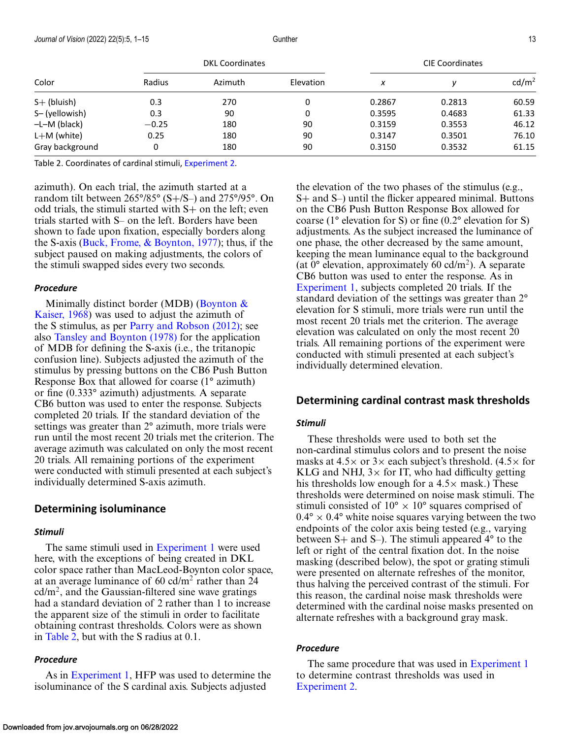| Color | DKL Coordinates | | | CIE Coordinates | | |
|---|---|---|---|---|---|---|
| | Radius | Azimuth | Elevation | *x* | *y* | cd/m$^2$ |
| S+ (bluish) | 0.3 | 270 | 0 | 0.2867 | 0.2813 | 60.59 |
| S– (yellowish) | 0.3 | 90 | 0 | 0.3595 | 0.4683 | 61.33 |
| –L–M (black) | −0.25 | 180 | 90 | 0.3159 | 0.3553 | 46.12 |
| L+M (white) | 0.25 | 180 | 90 | 0.3147 | 0.3501 | 76.10 |
| Gray background | 0 | 180 | 90 | 0.3150 | 0.3532 | 61.15 |

Table 2. Coordinates of cardinal stimuli, Experiment 2.

azimuth). On each trial, the azimuth started at a random tilt between 265°/85° (S+/S–) and 275°/95°. On odd trials, the stimuli started with S+ on the left; even trials started with S– on the left. Borders have been shown to fade upon fixation, especially borders along the S-axis (Buck, Frome, & Boynton, 1977); thus, if the subject paused on making adjustments, the colors of the stimuli swapped sides every two seconds.

#### *Procedure*

Minimally distinct border (MDB) (Boynton & Kaiser, 1968) was used to adjust the azimuth of the S stimulus, as per Parry and Robson (2012); see also Tansley and Boynton (1978) for the application of MDB for defining the S-axis (i.e., the tritanopic confusion line). Subjects adjusted the azimuth of the stimulus by pressing buttons on the CB6 Push Button Response Box that allowed for coarse (1° azimuth) or fine (0.333° azimuth) adjustments. A separate CB6 button was used to enter the response. Subjects completed 20 trials. If the standard deviation of the settings was greater than 2° azimuth, more trials were run until the most recent 20 trials met the criterion. The average azimuth was calculated on only the most recent 20 trials. All remaining portions of the experiment were conducted with stimuli presented at each subject's individually determined S-axis azimuth.

### Determining isoluminance

#### *Stimuli*

The same stimuli used in Experiment 1 were used here, with the exceptions of being created in DKL color space rather than MacLeod-Boynton color space, at an average luminance of 60 cd/m$^2$ rather than 24 cd/m$^2$, and the Gaussian-filtered sine wave gratings had a standard deviation of 2 rather than 1 to increase the apparent size of the stimuli in order to facilitate obtaining contrast thresholds. Colors were as shown in Table 2, but with the S radius at 0.1.

#### *Procedure*

As in Experiment 1, HFP was used to determine the isoluminance of the S cardinal axis. Subjects adjusted the elevation of the two phases of the stimulus (e.g., S+ and S–) until the flicker appeared minimal. Buttons on the CB6 Push Button Response Box allowed for coarse (1° elevation for S) or fine (0.2° elevation for S) adjustments. As the subject increased the luminance of one phase, the other decreased by the same amount, keeping the mean luminance equal to the background (at 0° elevation, approximately 60 cd/m$^2$). A separate CB6 button was used to enter the response. As in Experiment 1, subjects completed 20 trials. If the standard deviation of the settings was greater than 2° elevation for S stimuli, more trials were run until the most recent 20 trials met the criterion. The average elevation was calculated on only the most recent 20 trials. All remaining portions of the experiment were conducted with stimuli presented at each subject's individually determined elevation.

### Determining cardinal contrast mask thresholds

#### *Stimuli*

These thresholds were used to both set the non-cardinal stimulus colors and to present the noise masks at 4.5× or 3× each subject's threshold. (4.5× for KLG and NHJ, 3× for IT, who had difficulty getting his thresholds low enough for a 4.5× mask.) These thresholds were determined on noise mask stimuli. The stimuli consisted of 10° × 10° squares comprised of 0.4° × 0.4° white noise squares varying between the two endpoints of the color axis being tested (e.g., varying between S+ and S–). The stimuli appeared 4° to the left or right of the central fixation dot. In the noise masking (described below), the spot or grating stimuli were presented on alternate refreshes of the monitor, thus halving the perceived contrast of the stimuli. For this reason, the cardinal noise mask thresholds were determined with the cardinal noise masks presented on alternate refreshes with a background gray mask.

#### *Procedure*

The same procedure that was used in Experiment 1 to determine contrast thresholds was used in Experiment 2.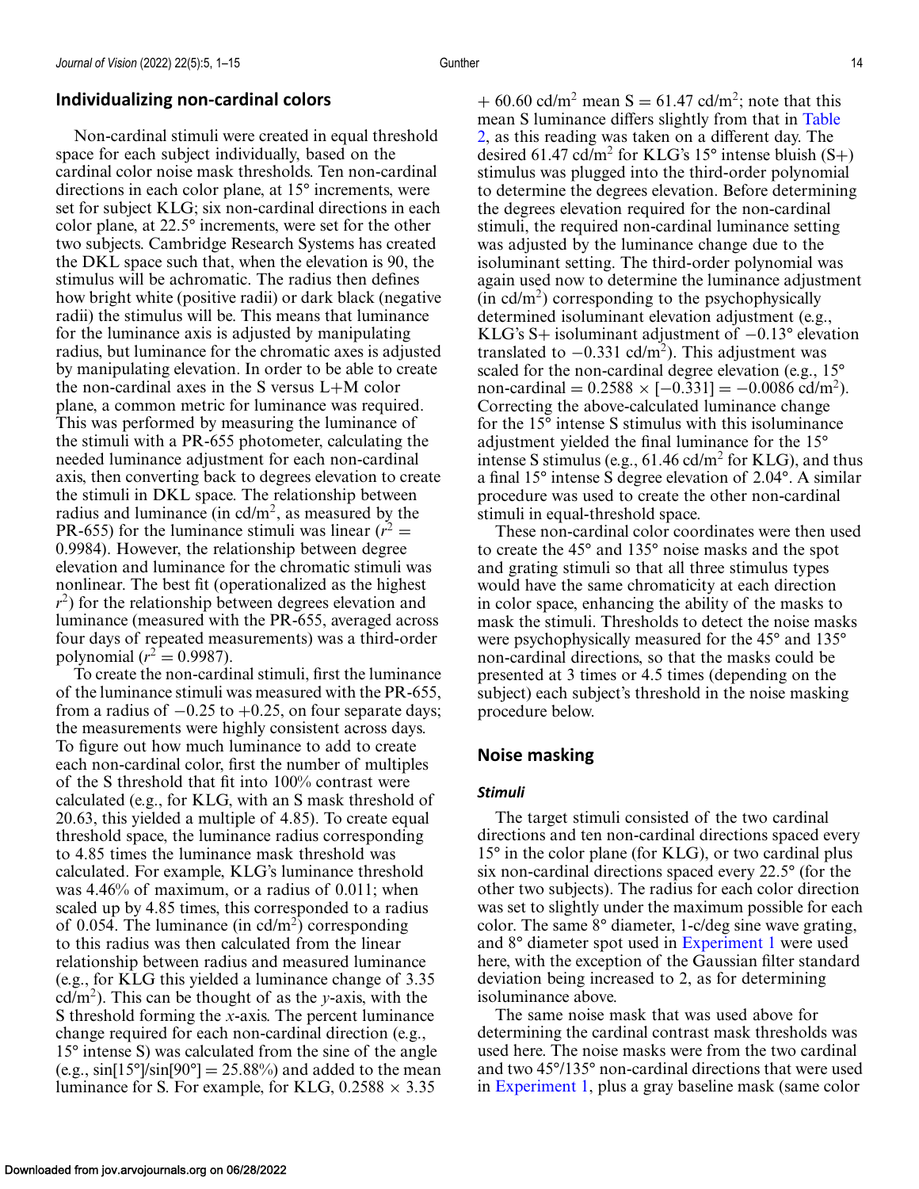## Individualizing non-cardinal colors

Non-cardinal stimuli were created in equal threshold space for each subject individually, based on the cardinal color noise mask thresholds. Ten non-cardinal directions in each color plane, at 15° increments, were set for subject KLG; six non-cardinal directions in each color plane, at 22.5° increments, were set for the other two subjects. Cambridge Research Systems has created the DKL space such that, when the elevation is 90, the stimulus will be achromatic. The radius then defines how bright white (positive radii) or dark black (negative radii) the stimulus will be. This means that luminance for the luminance axis is adjusted by manipulating radius, but luminance for the chromatic axes is adjusted by manipulating elevation. In order to be able to create the non-cardinal axes in the S versus L+M color plane, a common metric for luminance was required. This was performed by measuring the luminance of the stimuli with a PR-655 photometer, calculating the needed luminance adjustment for each non-cardinal axis, then converting back to degrees elevation to create the stimuli in DKL space. The relationship between radius and luminance (in cd/m$^2$, as measured by the PR-655) for the luminance stimuli was linear ($r^2$ = 0.9984). However, the relationship between degree elevation and luminance for the chromatic stimuli was nonlinear. The best fit (operationalized as the highest $r^2$) for the relationship between degrees elevation and luminance (measured with the PR-655, averaged across four days of repeated measurements) was a third-order polynomial ($r^2$ = 0.9987).

To create the non-cardinal stimuli, first the luminance of the luminance stimuli was measured with the PR-655, from a radius of −0.25 to +0.25, on four separate days; the measurements were highly consistent across days. To figure out how much luminance to add to create each non-cardinal color, first the number of multiples of the S threshold that fit into 100% contrast were calculated (e.g., for KLG, with an S mask threshold of 20.63, this yielded a multiple of 4.85). To create equal threshold space, the luminance radius corresponding to 4.85 times the luminance mask threshold was calculated. For example, KLG's luminance threshold was 4.46% of maximum, or a radius of 0.011; when scaled up by 4.85 times, this corresponded to a radius of 0.054. The luminance (in cd/m$^2$) corresponding to this radius was then calculated from the linear relationship between radius and measured luminance (e.g., for KLG this yielded a luminance change of 3.35 cd/m$^2$). This can be thought of as the $y$-axis, with the S threshold forming the $x$-axis. The percent luminance change required for each non-cardinal direction (e.g., 15° intense S) was calculated from the sine of the angle (e.g., sin[15°]/sin[90°] = 25.88%) and added to the mean luminance for S. For example, for KLG, 0.2588 × 3.35 + 60.60 cd/m$^2$ mean S = 61.47 cd/m$^2$; note that this mean S luminance differs slightly from that in Table 2, as this reading was taken on a different day. The desired 61.47 cd/m$^2$ for KLG's 15° intense bluish (S+) stimulus was plugged into the third-order polynomial to determine the degrees elevation. Before determining the degrees elevation required for the non-cardinal stimuli, the required non-cardinal luminance setting was adjusted by the luminance change due to the isoluminant setting. The third-order polynomial was again used now to determine the luminance adjustment (in cd/m$^2$) corresponding to the psychophysically determined isoluminant elevation adjustment (e.g., KLG's S+ isoluminant adjustment of −0.13° elevation translated to −0.331 cd/m$^2$). This adjustment was scaled for the non-cardinal degree elevation (e.g., 15° non-cardinal = 0.2588 × [−0.331] = −0.0086 cd/m$^2$). Correcting the above-calculated luminance change for the 15° intense S stimulus with this isoluminance adjustment yielded the final luminance for the 15° intense S stimulus (e.g., 61.46 cd/m$^2$ for KLG), and thus a final 15° intense S degree elevation of 2.04°. A similar procedure was used to create the other non-cardinal stimuli in equal-threshold space.

These non-cardinal color coordinates were then used to create the 45° and 135° noise masks and the spot and grating stimuli so that all three stimulus types would have the same chromaticity at each direction in color space, enhancing the ability of the masks to mask the stimuli. Thresholds to detect the noise masks were psychophysically measured for the 45° and 135° non-cardinal directions, so that the masks could be presented at 3 times or 4.5 times (depending on the subject) each subject's threshold in the noise masking procedure below.

## Noise masking

### *Stimuli*

The target stimuli consisted of the two cardinal directions and ten non-cardinal directions spaced every 15° in the color plane (for KLG), or two cardinal plus six non-cardinal directions spaced every 22.5° (for the other two subjects). The radius for each color direction was set to slightly under the maximum possible for each color. The same 8° diameter, 1-c/deg sine wave grating, and 8° diameter spot used in Experiment 1 were used here, with the exception of the Gaussian filter standard deviation being increased to 2, as for determining isoluminance above.

The same noise mask that was used above for determining the cardinal contrast mask thresholds was used here. The noise masks were from the two cardinal and two 45°/135° non-cardinal directions that were used in Experiment 1, plus a gray baseline mask (same color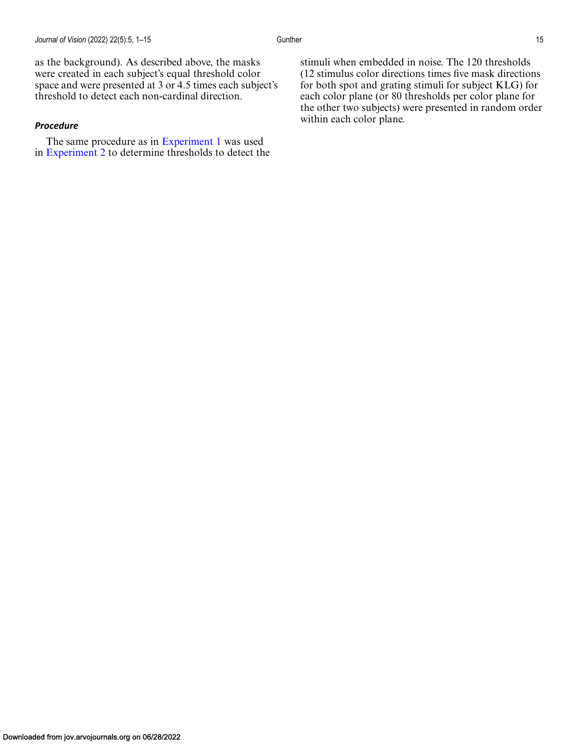as the background). As described above, the masks were created in each subject's equal threshold color space and were presented at 3 or 4.5 times each subject's threshold to detect each non-cardinal direction.

#### *Procedure*

The same procedure as in Experiment 1 was used in Experiment 2 to determine thresholds to detect the stimuli when embedded in noise. The 120 thresholds (12 stimulus color directions times five mask directions for both spot and grating stimuli for subject KLG) for each color plane (or 80 thresholds per color plane for the other two subjects) were presented in random order within each color plane.